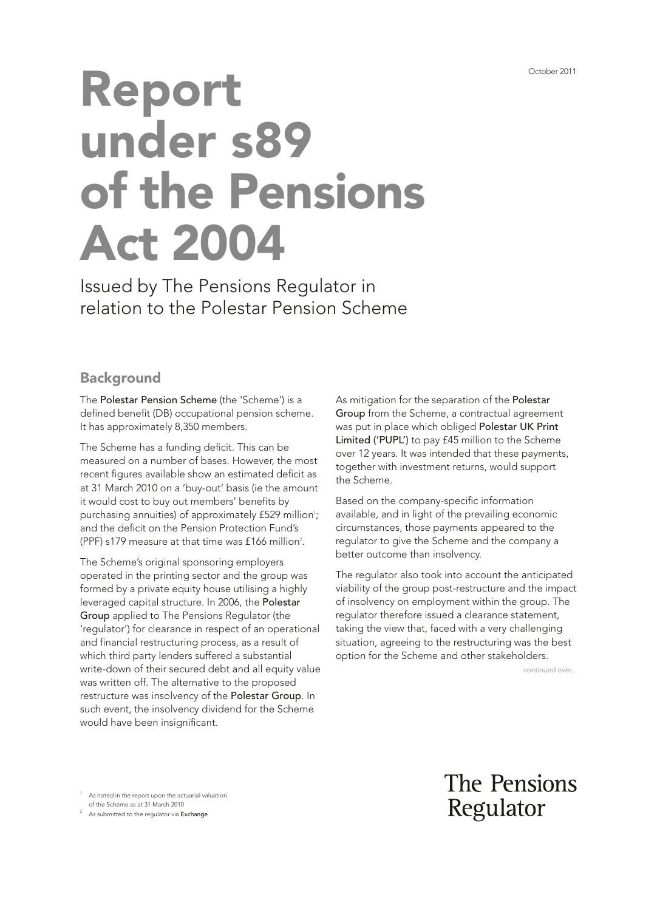October 2011

# Report under s89 of the Pensions Act 2004

Issued by The Pensions Regulator in relation to the Polestar Pension Scheme

## Background

The Polestar Pension Scheme (the 'Scheme') is a defined benefit (DB) occupational pension scheme. It has approximately 8,350 members.

The Scheme has a funding deficit. This can be measured on a number of bases. However, the most recent figures available show an estimated deficit as at 31 March 2010 on a 'buy-out' basis (ie the amount it would cost to buy out members' benefits by purchasing annuities) of approximately £529 million[1]; and the deficit on the Pension Protection Fund's (PPF) s179 measure at that time was £166 million[2].

The Scheme's original sponsoring employers operated in the printing sector and the group was formed by a private equity house utilising a highly leveraged capital structure. In 2006, the Polestar Group applied to The Pensions Regulator (the 'regulator') for clearance in respect of an operational and financial restructuring process, as a result of which third party lenders suffered a substantial write-down of their secured debt and all equity value was written off. The alternative to the proposed restructure was insolvency of the Polestar Group. In such event, the insolvency dividend for the Scheme would have been insignificant.

As mitigation for the separation of the Polestar Group from the Scheme, a contractual agreement was put in place which obliged Polestar UK Print Limited ('PUPL') to pay £45 million to the Scheme over 12 years. It was intended that these payments, together with investment returns, would support the Scheme.

Based on the company-specific information available, and in light of the prevailing economic circumstances, those payments appeared to the regulator to give the Scheme and the company a better outcome than insolvency.

The regulator also took into account the anticipated viability of the group post-restructure and the impact of insolvency on employment within the group. The regulator therefore issued a clearance statement, taking the view that, faced with a very challenging situation, agreeing to the restructuring was the best option for the Scheme and other stakeholders.

continued over...

[1] As noted in the report upon the actuarial valuation of the Scheme as at 31 March 2010

[2] As submitted to the regulator via Exchange

The Pensions Regulator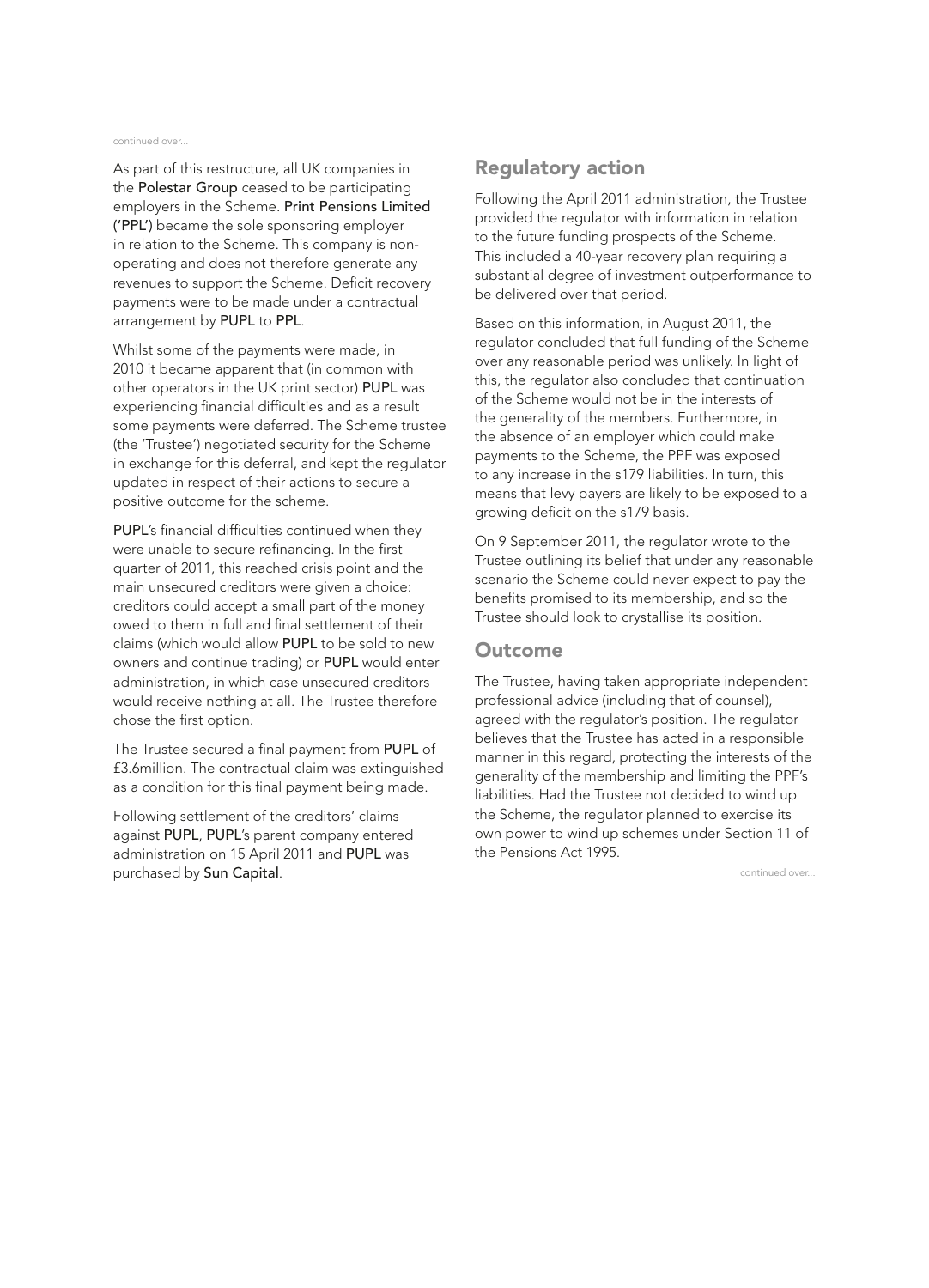As part of this restructure, all UK companies in the Polestar Group ceased to be participating employers in the Scheme. Print Pensions Limited ('PPL') became the sole sponsoring employer in relation to the Scheme. This company is non-operating and does not therefore generate any revenues to support the Scheme. Deficit recovery payments were to be made under a contractual arrangement by PUPL to PPL.

Whilst some of the payments were made, in 2010 it became apparent that (in common with other operators in the UK print sector) PUPL was experiencing financial difficulties and as a result some payments were deferred. The Scheme trustee (the 'Trustee') negotiated security for the Scheme in exchange for this deferral, and kept the regulator updated in respect of their actions to secure a positive outcome for the scheme.

PUPL's financial difficulties continued when they were unable to secure refinancing. In the first quarter of 2011, this reached crisis point and the main unsecured creditors were given a choice: creditors could accept a small part of the money owed to them in full and final settlement of their claims (which would allow PUPL to be sold to new owners and continue trading) or PUPL would enter administration, in which case unsecured creditors would receive nothing at all. The Trustee therefore chose the first option.

The Trustee secured a final payment from PUPL of £3.6million. The contractual claim was extinguished as a condition for this final payment being made.

Following settlement of the creditors' claims against PUPL, PUPL's parent company entered administration on 15 April 2011 and PUPL was purchased by Sun Capital.

## Regulatory action

Following the April 2011 administration, the Trustee provided the regulator with information in relation to the future funding prospects of the Scheme. This included a 40-year recovery plan requiring a substantial degree of investment outperformance to be delivered over that period.

Based on this information, in August 2011, the regulator concluded that full funding of the Scheme over any reasonable period was unlikely. In light of this, the regulator also concluded that continuation of the Scheme would not be in the interests of the generality of the members. Furthermore, in the absence of an employer which could make payments to the Scheme, the PPF was exposed to any increase in the s179 liabilities. In turn, this means that levy payers are likely to be exposed to a growing deficit on the s179 basis.

On 9 September 2011, the regulator wrote to the Trustee outlining its belief that under any reasonable scenario the Scheme could never expect to pay the benefits promised to its membership, and so the Trustee should look to crystallise its position.

## Outcome

The Trustee, having taken appropriate independent professional advice (including that of counsel), agreed with the regulator's position. The regulator believes that the Trustee has acted in a responsible manner in this regard, protecting the interests of the generality of the membership and limiting the PPF's liabilities. Had the Trustee not decided to wind up the Scheme, the regulator planned to exercise its own power to wind up schemes under Section 11 of the Pensions Act 1995.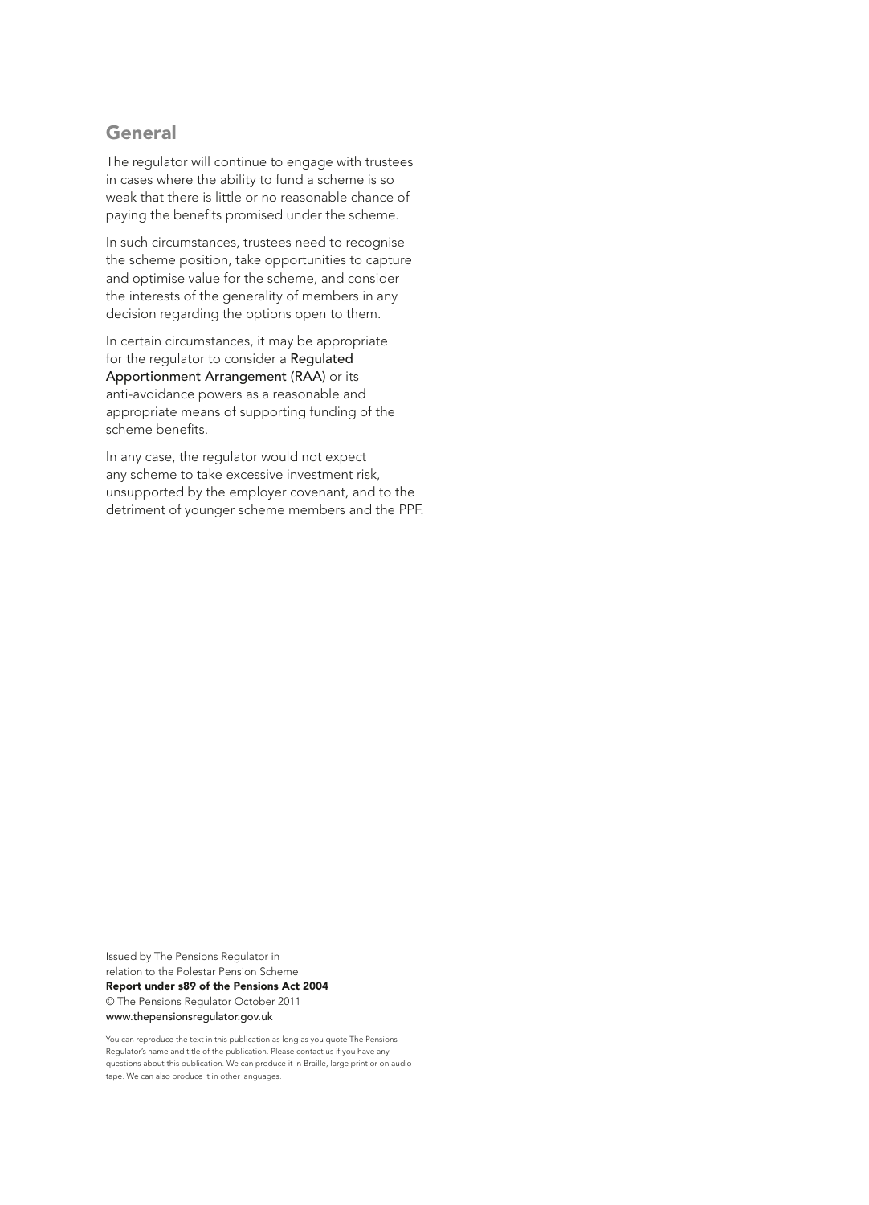## General

The regulator will continue to engage with trustees in cases where the ability to fund a scheme is so weak that there is little or no reasonable chance of paying the benefits promised under the scheme.

In such circumstances, trustees need to recognise the scheme position, take opportunities to capture and optimise value for the scheme, and consider the interests of the generality of members in any decision regarding the options open to them.

In certain circumstances, it may be appropriate for the regulator to consider a Regulated Apportionment Arrangement (RAA) or its anti-avoidance powers as a reasonable and appropriate means of supporting funding of the scheme benefits.

In any case, the regulator would not expect any scheme to take excessive investment risk, unsupported by the employer covenant, and to the detriment of younger scheme members and the PPF.

Issued by The Pensions Regulator in relation to the Polestar Pension Scheme
**Report under s89 of the Pensions Act 2004**
© The Pensions Regulator October 2011
www.thepensionsregulator.gov.uk

You can reproduce the text in this publication as long as you quote The Pensions Regulator's name and title of the publication. Please contact us if you have any questions about this publication. We can produce it in Braille, large print or on audio tape. We can also produce it in other languages.